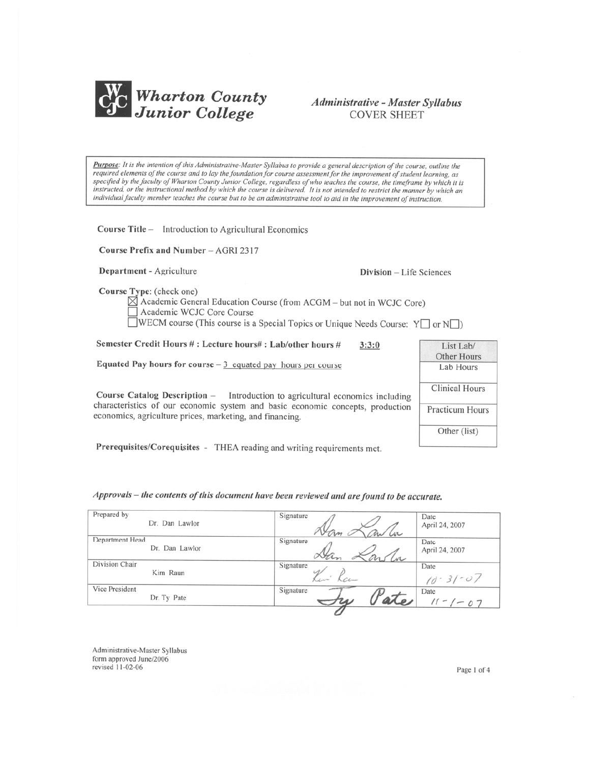# Wharton County Junior College

## *Administrative - Master Syllabus*
## COVER SHEET

***Purpose**: It is the intention of this Administrative-Master Syllabus to provide a general description of the course, outline the required elements of the course and to lay the foundation for course assessment for the improvement of student learning, as specified by the faculty of Wharton County Junior College, regardless of who teaches the course, the timeframe by which it is instructed, or the instructional method by which the course is delivered. It is not intended to restrict the manner by which an individual faculty member teaches the course but to be an administrative tool to aid in the improvement of instruction.*

**Course Title** – Introduction to Agricultural Economics

**Course Prefix and Number** – AGRI 2317

**Department** - Agriculture

**Division** – Life Sciences

**Course Type**: (check one)

- ☒ Academic General Education Course (from ACGM – but not in WCJC Core)
- ☐ Academic WCJC Core Course
- ☐ WECM course (This course is a Special Topics or Unique Needs Course: Y☐ or N☐)

**Semester Credit Hours # : Lecture hours# : Lab/other hours #** <u>3:3:0</u>

**Equated Pay hours for course** – <u>3 equated pay hours per course</u>

| List Lab/ Other Hours |
|---|
| Lab Hours |
| Clinical Hours |
| Practicum Hours |
| Other (list) |

**Course Catalog Description** – Introduction to agricultural economics including characteristics of our economic system and basic economic concepts, production economics, agriculture prices, marketing, and financing.

**Prerequisites/Corequisites** - THEA reading and writing requirements met.

***Approvals – the contents of this document have been reviewed and are found to be accurate.***

| | Signature | Date |
|---|---|---|
| Prepared by Dr. Dan Lawlor | Dan Lawlor | April 24, 2007 |
| Department Head Dr. Dan Lawlor | Dan Lawlor | April 24, 2007 |
| Division Chair Kim Raun | Kim Raun | 10-31-07 |
| Vice President Dr. Ty Pate | Ty Pate | 11-1-07 |

Administrative-Master Syllabus
form approved June/2006
revised 11-02-06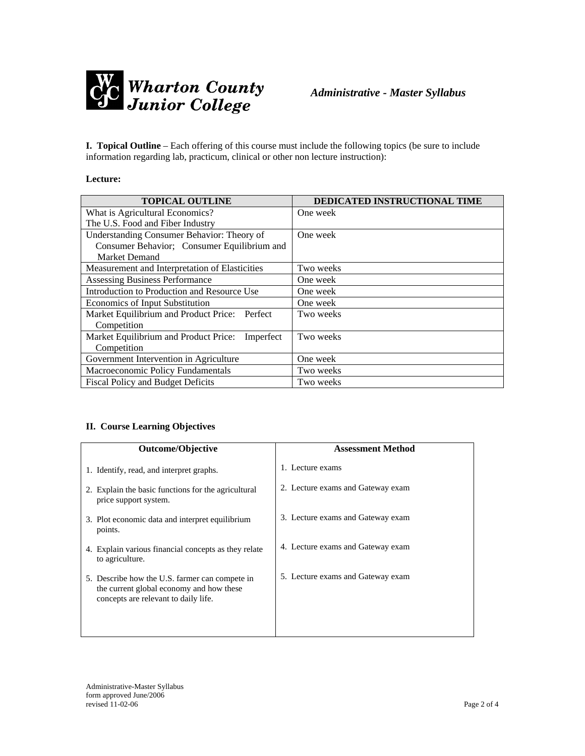**I. Topical Outline** – Each offering of this course must include the following topics (be sure to include information regarding lab, practicum, clinical or other non lecture instruction):

**Lecture:**

| TOPICAL OUTLINE | DEDICATED INSTRUCTIONAL TIME |
|---|---|
| What is Agricultural Economics? The U.S. Food and Fiber Industry | One week |
| Understanding Consumer Behavior: Theory of Consumer Behavior; Consumer Equilibrium and Market Demand | One week |
| Measurement and Interpretation of Elasticities | Two weeks |
| Assessing Business Performance | One week |
| Introduction to Production and Resource Use | One week |
| Economics of Input Substitution | One week |
| Market Equilibrium and Product Price: Perfect Competition | Two weeks |
| Market Equilibrium and Product Price: Imperfect Competition | Two weeks |
| Government Intervention in Agriculture | One week |
| Macroeconomic Policy Fundamentals | Two weeks |
| Fiscal Policy and Budget Deficits | Two weeks |

**II. Course Learning Objectives**

| Outcome/Objective | Assessment Method |
|---|---|
| 1. Identify, read, and interpret graphs. | 1. Lecture exams |
| 2. Explain the basic functions for the agricultural price support system. | 2. Lecture exams and Gateway exam |
| 3. Plot economic data and interpret equilibrium points. | 3. Lecture exams and Gateway exam |
| 4. Explain various financial concepts as they relate to agriculture. | 4. Lecture exams and Gateway exam |
| 5. Describe how the U.S. farmer can compete in the current global economy and how these concepts are relevant to daily life. | 5. Lecture exams and Gateway exam |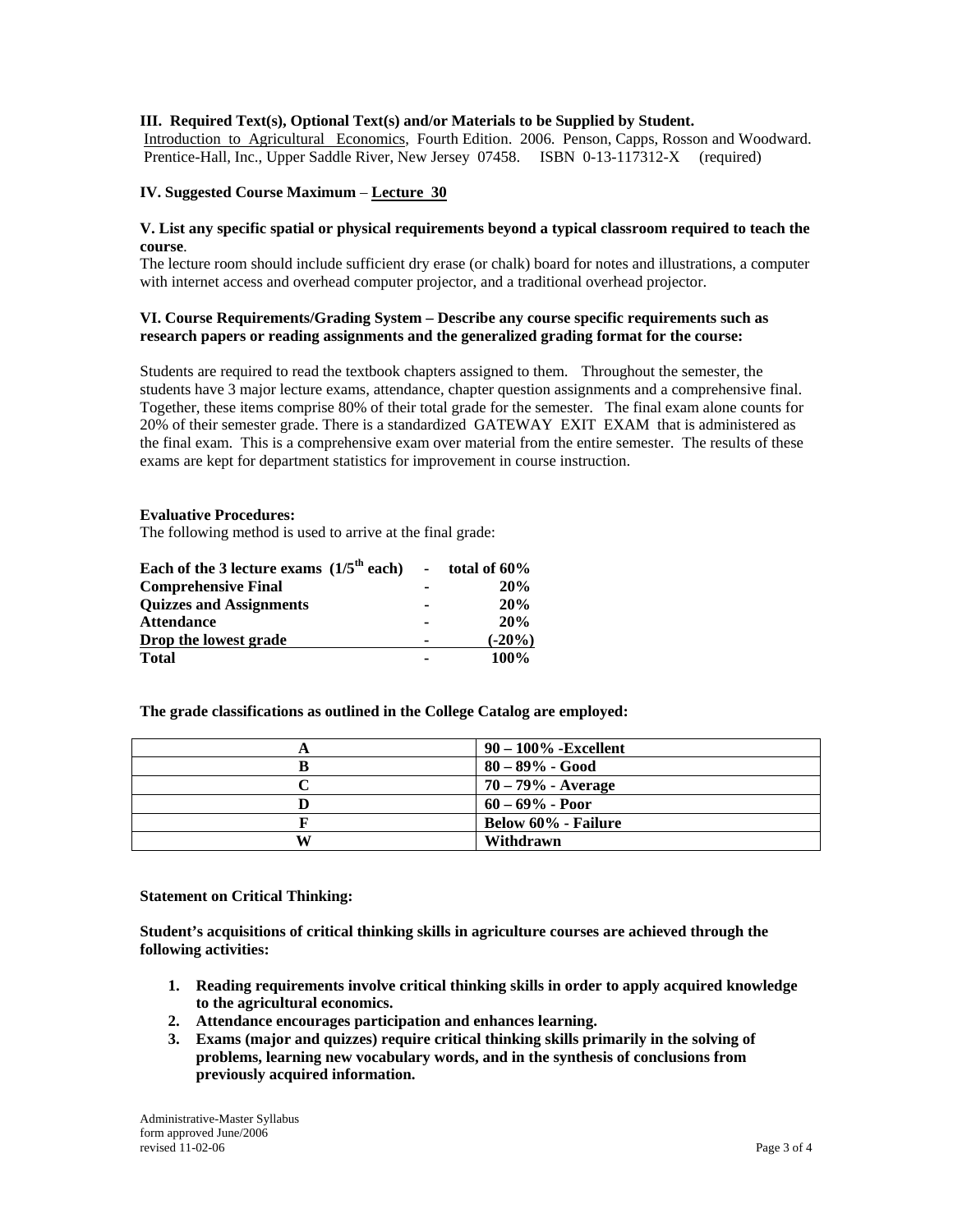**III. Required Text(s), Optional Text(s) and/or Materials to be Supplied by Student.**
Introduction to Agricultural Economics, Fourth Edition. 2006. Penson, Capps, Rosson and Woodward. Prentice-Hall, Inc., Upper Saddle River, New Jersey 07458. ISBN 0-13-117312-X (required)

**IV. Suggested Course Maximum** – **Lecture 30**

**V. List any specific spatial or physical requirements beyond a typical classroom required to teach the course**.
The lecture room should include sufficient dry erase (or chalk) board for notes and illustrations, a computer with internet access and overhead computer projector, and a traditional overhead projector.

**VI. Course Requirements/Grading System – Describe any course specific requirements such as research papers or reading assignments and the generalized grading format for the course:**

Students are required to read the textbook chapters assigned to them. Throughout the semester, the students have 3 major lecture exams, attendance, chapter question assignments and a comprehensive final. Together, these items comprise 80% of their total grade for the semester. The final exam alone counts for 20% of their semester grade. There is a standardized GATEWAY EXIT EXAM that is administered as the final exam. This is a comprehensive exam over material from the entire semester. The results of these exams are kept for department statistics for improvement in course instruction.

**Evaluative Procedures:**
The following method is used to arrive at the final grade:

| | | |
|---|---|---|
| **Each of the 3 lecture exams (1/5th each)** | - | **total of 60%** |
| **Comprehensive Final** | - | **20%** |
| **Quizzes and Assignments** | - | **20%** |
| **Attendance** | - | **20%** |
| **Drop the lowest grade** | - | **(-20%)** |
| **Total** | - | **100%** |

**The grade classifications as outlined in the College Catalog are employed:**

| | |
|---|---|
| **A** | **90 – 100% -Excellent** |
| **B** | **80 – 89% - Good** |
| **C** | **70 – 79% - Average** |
| **D** | **60 – 69% - Poor** |
| **F** | **Below 60% - Failure** |
| **W** | **Withdrawn** |

**Statement on Critical Thinking:**

**Student's acquisitions of critical thinking skills in agriculture courses are achieved through the following activities:**

1. **Reading requirements involve critical thinking skills in order to apply acquired knowledge to the agricultural economics.**
2. **Attendance encourages participation and enhances learning.**
3. **Exams (major and quizzes) require critical thinking skills primarily in the solving of problems, learning new vocabulary words, and in the synthesis of conclusions from previously acquired information.**

Administrative-Master Syllabus
form approved June/2006
revised 11-02-06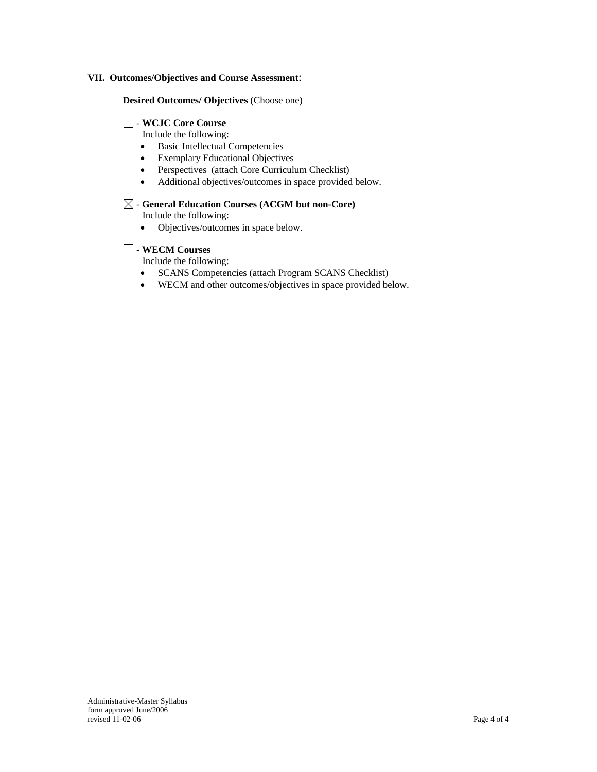**VII. Outcomes/Objectives and Course Assessment**:

**Desired Outcomes/ Objectives** (Choose one)

☐ - **WCJC Core Course**
Include the following:

- Basic Intellectual Competencies
- Exemplary Educational Objectives
- Perspectives (attach Core Curriculum Checklist)
- Additional objectives/outcomes in space provided below.

☒ - **General Education Courses (ACGM but non-Core)**
Include the following:

- Objectives/outcomes in space below.

☐ - **WECM Courses**
Include the following:

- SCANS Competencies (attach Program SCANS Checklist)
- WECM and other outcomes/objectives in space provided below.

Administrative-Master Syllabus
form approved June/2006
revised 11-02-06